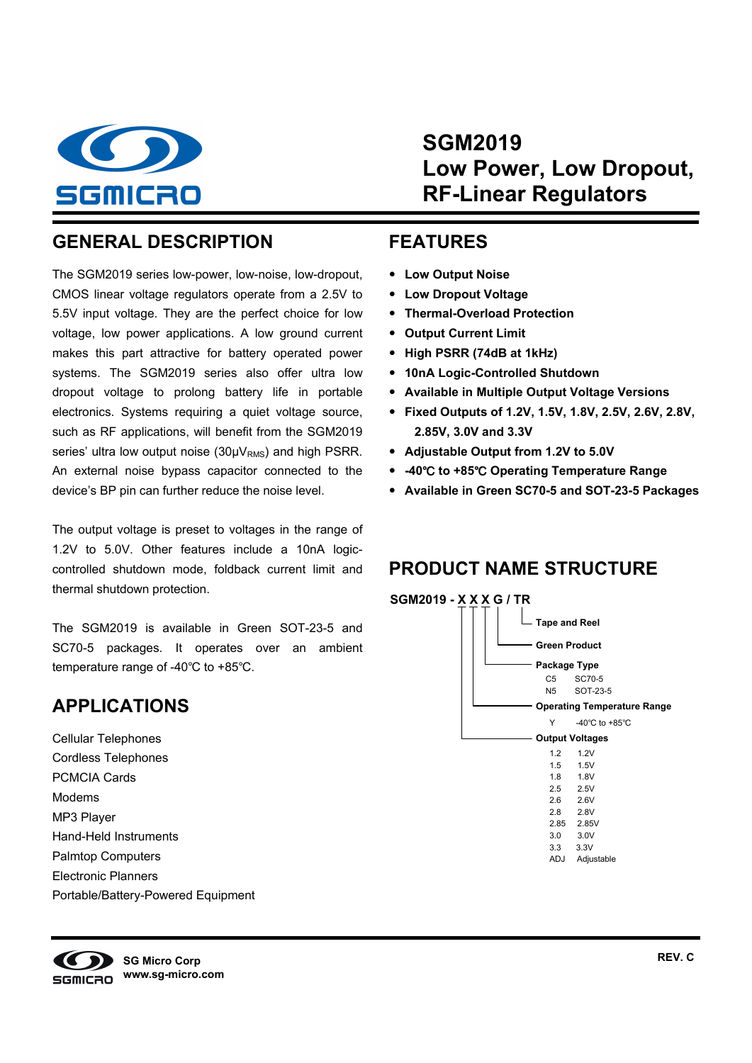# SGM2019
# Low Power, Low Dropout, RF-Linear Regulators

## GENERAL DESCRIPTION

The SGM2019 series low-power, low-noise, low-dropout, CMOS linear voltage regulators operate from a 2.5V to 5.5V input voltage. They are the perfect choice for low voltage, low power applications. A low ground current makes this part attractive for battery operated power systems. The SGM2019 series also offer ultra low dropout voltage to prolong battery life in portable electronics. Systems requiring a quiet voltage source, such as RF applications, will benefit from the SGM2019 series' ultra low output noise (30μ$V_{RMS}$) and high PSRR. An external noise bypass capacitor connected to the device's BP pin can further reduce the noise level.

The output voltage is preset to voltages in the range of 1.2V to 5.0V. Other features include a 10nA logic-controlled shutdown mode, foldback current limit and thermal shutdown protection.

The SGM2019 is available in Green SOT-23-5 and SC70-5 packages. It operates over an ambient temperature range of -40℃ to +85℃.

## APPLICATIONS

Cellular Telephones
Cordless Telephones
PCMCIA Cards
Modems
MP3 Player
Hand-Held Instruments
Palmtop Computers
Electronic Planners
Portable/Battery-Powered Equipment

## FEATURES

- **Low Output Noise**
- **Low Dropout Voltage**
- **Thermal-Overload Protection**
- **Output Current Limit**
- **High PSRR (74dB at 1kHz)**
- **10nA Logic-Controlled Shutdown**
- **Available in Multiple Output Voltage Versions**
- **Fixed Outputs of 1.2V, 1.5V, 1.8V, 2.5V, 2.6V, 2.8V, 2.85V, 3.0V and 3.3V**
- **Adjustable Output from 1.2V to 5.0V**
- **-40℃ to +85℃ Operating Temperature Range**
- **Available in Green SC70-5 and SOT-23-5 Packages**

## PRODUCT NAME STRUCTURE

**SGM2019 - X X X G / TR**

- **Tape and Reel**
- **Green Product**
- **Package Type**
  - C5: SC70-5
  - N5: SOT-23-5
- **Operating Temperature Range**
  - Y: -40℃ to +85℃
- **Output Voltages**
  - 1.2: 1.2V
  - 1.5: 1.5V
  - 1.8: 1.8V
  - 2.5: 2.5V
  - 2.6: 2.6V
  - 2.8: 2.8V
  - 2.85: 2.85V
  - 3.0: 3.0V
  - 3.3: 3.3V
  - ADJ: Adjustable

SG Micro Corp
www.sg-micro.com

REV. C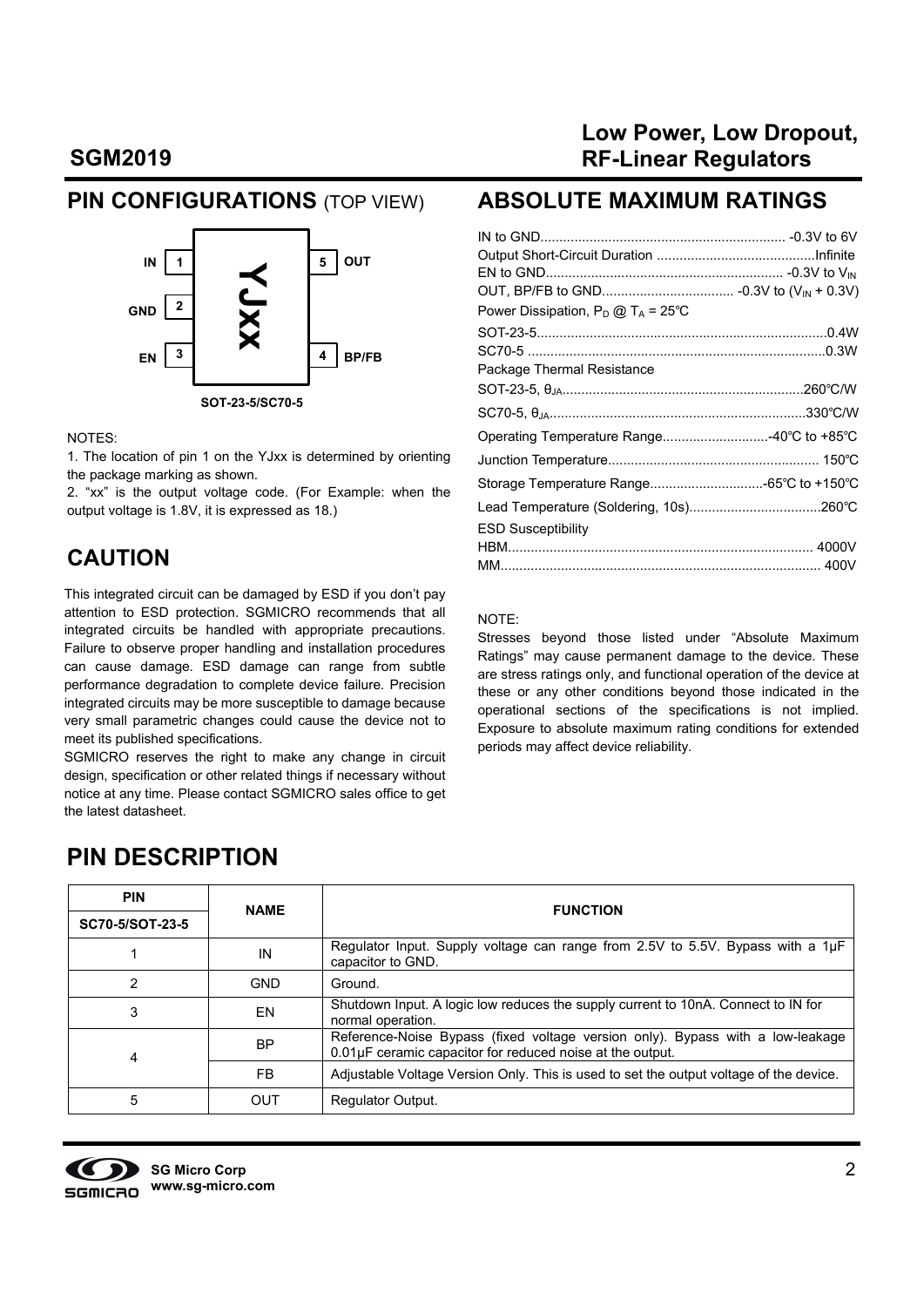## PIN CONFIGURATIONS (TOP VIEW)

| Pin | Name | | Pin | Name |
|---|---|---|---|---|
| 1 | IN | YJxx | 5 | OUT |
| 2 | GND | | | |
| 3 | EN | | 4 | BP/FB |

SOT-23-5/SC70-5

NOTES:

1. The location of pin 1 on the YJxx is determined by orienting the package marking as shown.
2. "xx" is the output voltage code. (For Example: when the output voltage is 1.8V, it is expressed as 18.)

## CAUTION

This integrated circuit can be damaged by ESD if you don't pay attention to ESD protection. SGMICRO recommends that all integrated circuits be handled with appropriate precautions. Failure to observe proper handling and installation procedures can cause damage. ESD damage can range from subtle performance degradation to complete device failure. Precision integrated circuits may be more susceptible to damage because very small parametric changes could cause the device not to meet its published specifications.

SGMICRO reserves the right to make any change in circuit design, specification or other related things if necessary without notice at any time. Please contact SGMICRO sales office to get the latest datasheet.

## ABSOLUTE MAXIMUM RATINGS

IN to GND ........ -0.3V to 6V
Output Short-Circuit Duration ........ Infinite
EN to GND ........ -0.3V to $V_{IN}$
OUT, BP/FB to GND ........ -0.3V to ($V_{IN}$ + 0.3V)
Power Dissipation, $P_D$ @ $T_A$ = 25℃
SOT-23-5 ........ 0.4W
SC70-5 ........ 0.3W
Package Thermal Resistance
SOT-23-5, $\theta_{JA}$ ........ 260℃/W
SC70-5, $\theta_{JA}$ ........ 330℃/W
Operating Temperature Range ........ -40℃ to +85℃
Junction Temperature ........ 150℃
Storage Temperature Range ........ -65℃ to +150℃
Lead Temperature (Soldering, 10s) ........ 260℃
ESD Susceptibility
HBM ........ 4000V
MM ........ 400V

NOTE:

Stresses beyond those listed under "Absolute Maximum Ratings" may cause permanent damage to the device. These are stress ratings only, and functional operation of the device at these or any other conditions beyond those indicated in the operational sections of the specifications is not implied. Exposure to absolute maximum rating conditions for extended periods may affect device reliability.

## PIN DESCRIPTION

| PIN SC70-5/SOT-23-5 | NAME | FUNCTION |
|---|---|---|
| 1 | IN | Regulator Input. Supply voltage can range from 2.5V to 5.5V. Bypass with a 1µF capacitor to GND. |
| 2 | GND | Ground. |
| 3 | EN | Shutdown Input. A logic low reduces the supply current to 10nA. Connect to IN for normal operation. |
| 4 | BP | Reference-Noise Bypass (fixed voltage version only). Bypass with a low-leakage 0.01µF ceramic capacitor for reduced noise at the output. |
| | FB | Adjustable Voltage Version Only. This is used to set the output voltage of the device. |
| 5 | OUT | Regulator Output. |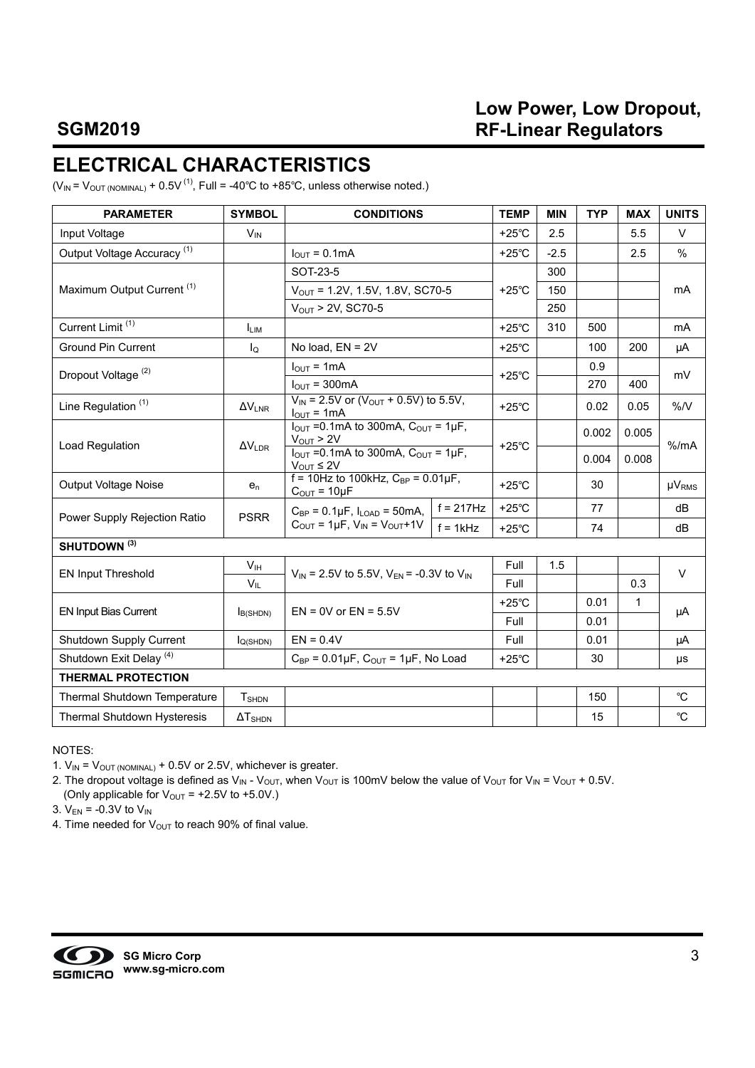## ELECTRICAL CHARACTERISTICS

($V_{IN} = V_{OUT\,(NOMINAL)} + 0.5V$ [1], Full = -40℃ to +85℃, unless otherwise noted.)

| PARAMETER | SYMBOL | CONDITIONS | | TEMP | MIN | TYP | MAX | UNITS |
|---|---|---|---|---|---|---|---|---|
| Input Voltage | $V_{IN}$ | | | +25℃ | 2.5 | | 5.5 | V |
| Output Voltage Accuracy [1] | | $I_{OUT}$ = 0.1mA | | +25℃ | -2.5 | | 2.5 | % |
| Maximum Output Current [1] | | SOT-23-5 | | +25℃ | 300 | | | mA |
| | | $V_{OUT}$ = 1.2V, 1.5V, 1.8V, SC70-5 | | | 150 | | | |
| | | $V_{OUT}$ > 2V, SC70-5 | | | 250 | | | |
| Current Limit [1] | $I_{LIM}$ | | | +25℃ | 310 | 500 | | mA |
| Ground Pin Current | $I_Q$ | No load, EN = 2V | | +25℃ | | 100 | 200 | μA |
| Dropout Voltage [2] | | $I_{OUT}$ = 1mA | | +25℃ | | 0.9 | | mV |
| | | $I_{OUT}$ = 300mA | | | | 270 | 400 | |
| Line Regulation [1] | $\Delta V_{LNR}$ | $V_{IN}$ = 2.5V or ($V_{OUT}$ + 0.5V) to 5.5V, $I_{OUT}$ = 1mA | | +25℃ | | 0.02 | 0.05 | %/V |
| Load Regulation | $\Delta V_{LDR}$ | $I_{OUT}$ =0.1mA to 300mA, $C_{OUT}$ = 1μF, $V_{OUT}$ > 2V | | +25℃ | | 0.002 | 0.005 | %/mA |
| | | $I_{OUT}$ =0.1mA to 300mA, $C_{OUT}$ = 1μF, $V_{OUT}$ ≤ 2V | | | | 0.004 | 0.008 | |
| Output Voltage Noise | $e_n$ | f = 10Hz to 100kHz, $C_{BP}$ = 0.01μF, $C_{OUT}$ = 10μF | | +25℃ | | 30 | | $μV_{RMS}$ |
| Power Supply Rejection Ratio | PSRR | $C_{BP}$ = 0.1μF, $I_{LOAD}$ = 50mA, $C_{OUT}$ = 1μF, $V_{IN}$ = $V_{OUT}$+1V | f = 217Hz | +25℃ | | 77 | | dB |
| | | | f = 1kHz | +25℃ | | 74 | | dB |
| **SHUTDOWN [3]** | | | | | | | | |
| EN Input Threshold | $V_{IH}$ | $V_{IN}$ = 2.5V to 5.5V, $V_{EN}$ = -0.3V to $V_{IN}$ | | Full | 1.5 | | | V |
| | $V_{IL}$ | | | Full | | | 0.3 | |
| EN Input Bias Current | $I_{B(SHDN)}$ | EN = 0V or EN = 5.5V | | +25℃ | | 0.01 | 1 | μA |
| | | | | Full | | 0.01 | | |
| Shutdown Supply Current | $I_{Q(SHDN)}$ | EN = 0.4V | | Full | | 0.01 | | μA |
| Shutdown Exit Delay [4] | | $C_{BP}$ = 0.01μF, $C_{OUT}$ = 1μF, No Load | | +25℃ | | 30 | | μs |
| **THERMAL PROTECTION** | | | | | | | | |
| Thermal Shutdown Temperature | $T_{SHDN}$ | | | | | 150 | | ℃ |
| Thermal Shutdown Hysteresis | $\Delta T_{SHDN}$ | | | | | 15 | | ℃ |

NOTES:

1. $V_{IN} = V_{OUT\,(NOMINAL)} + 0.5V$ or 2.5V, whichever is greater.
2. The dropout voltage is defined as $V_{IN} - V_{OUT}$, when $V_{OUT}$ is 100mV below the value of $V_{OUT}$ for $V_{IN} = V_{OUT} + 0.5V$. (Only applicable for $V_{OUT}$ = +2.5V to +5.0V.)
3. $V_{EN}$ = -0.3V to $V_{IN}$
4. Time needed for $V_{OUT}$ to reach 90% of final value.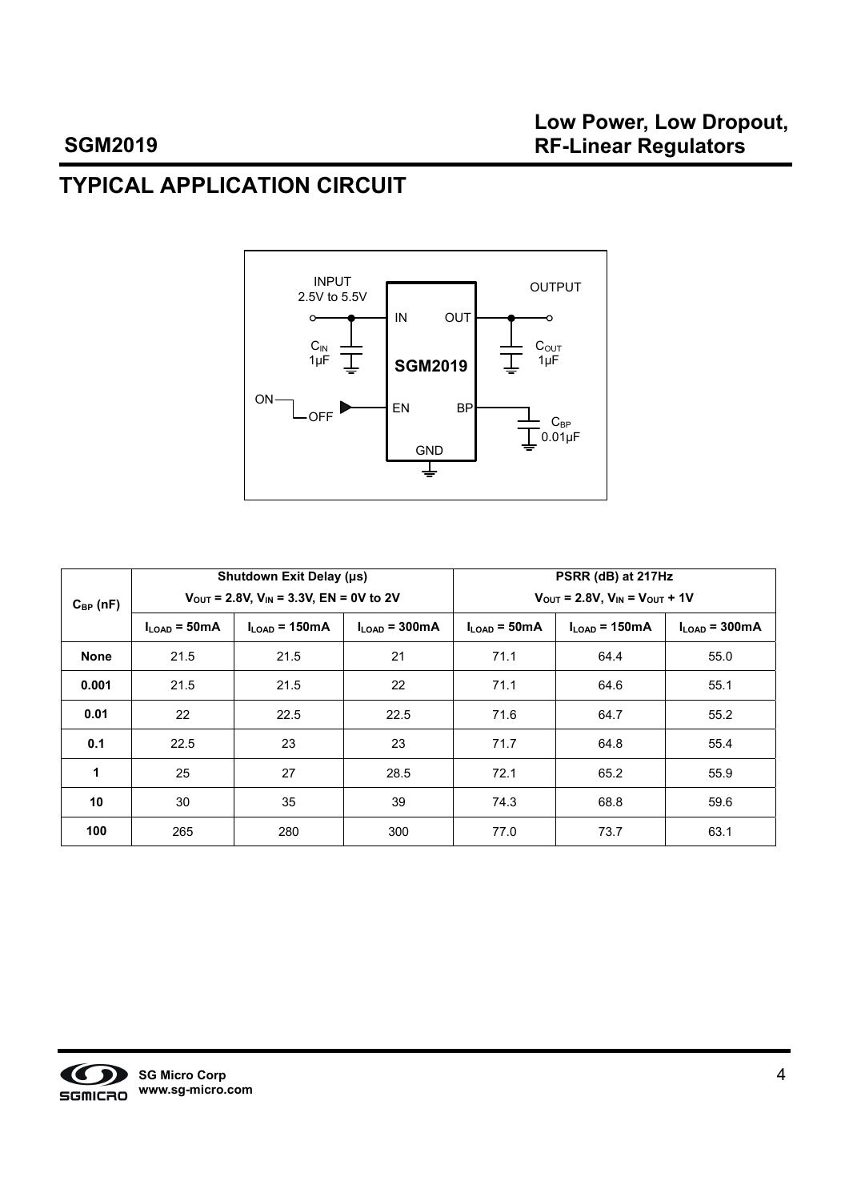## TYPICAL APPLICATION CIRCUIT

| $C_{BP}$ (nF) | Shutdown Exit Delay (μs) $V_{OUT}$ = 2.8V, $V_{IN}$ = 3.3V, EN = 0V to 2V | | | PSRR (dB) at 217Hz $V_{OUT}$ = 2.8V, $V_{IN}$ = $V_{OUT}$ + 1V | | |
|---|---|---|---|---|---|---|
| | $I_{LOAD}$ = 50mA | $I_{LOAD}$ = 150mA | $I_{LOAD}$ = 300mA | $I_{LOAD}$ = 50mA | $I_{LOAD}$ = 150mA | $I_{LOAD}$ = 300mA |
| **None** | 21.5 | 21.5 | 21 | 71.1 | 64.4 | 55.0 |
| **0.001** | 21.5 | 21.5 | 22 | 71.1 | 64.6 | 55.1 |
| **0.01** | 22 | 22.5 | 22.5 | 71.6 | 64.7 | 55.2 |
| **0.1** | 22.5 | 23 | 23 | 71.7 | 64.8 | 55.4 |
| **1** | 25 | 27 | 28.5 | 72.1 | 65.2 | 55.9 |
| **10** | 30 | 35 | 39 | 74.3 | 68.8 | 59.6 |
| **100** | 265 | 280 | 300 | 77.0 | 73.7 | 63.1 |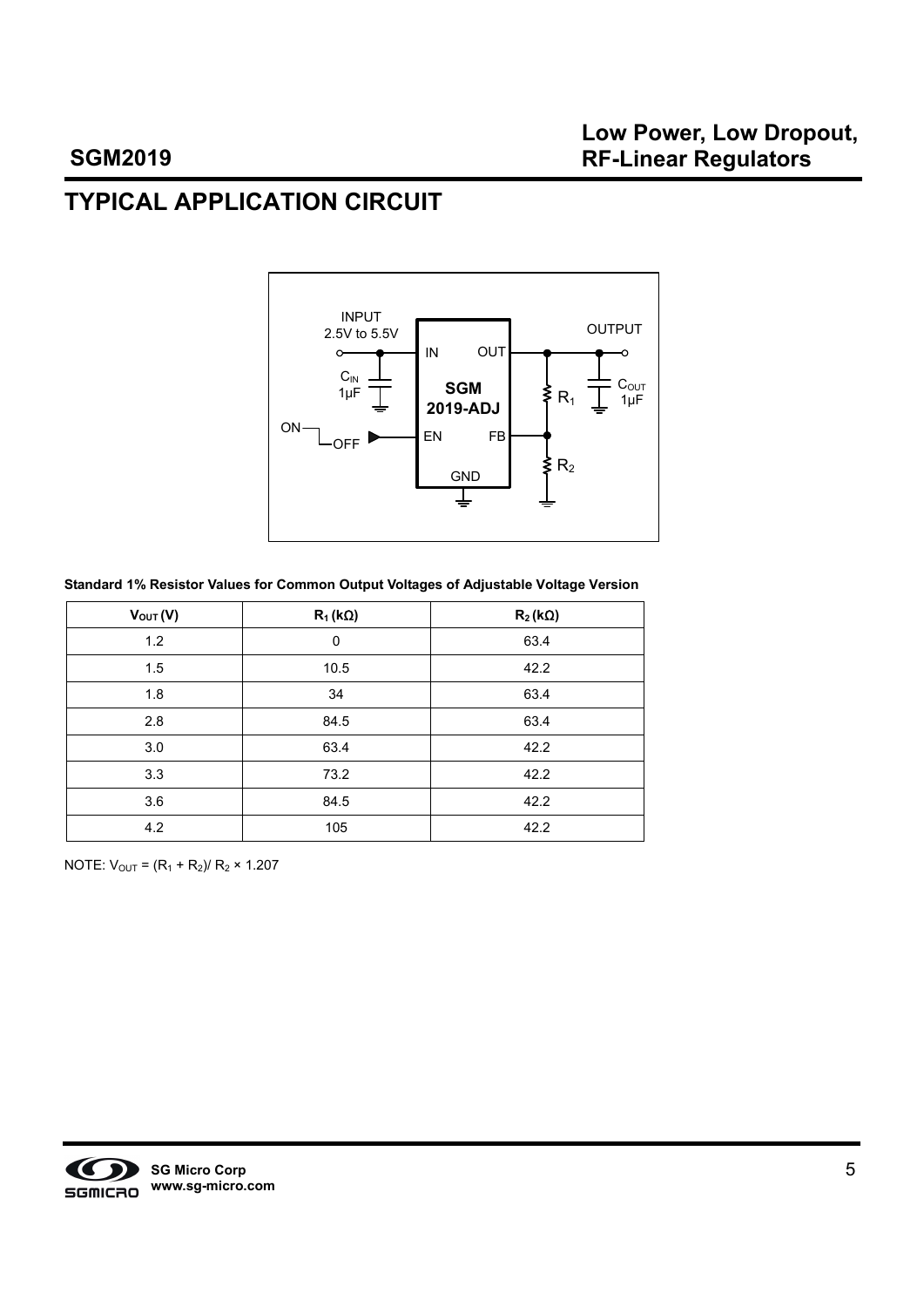# TYPICAL APPLICATION CIRCUIT

**Standard 1% Resistor Values for Common Output Voltages of Adjustable Voltage Version**

| $V_{OUT}$ (V) | $R_1$ (kΩ) | $R_2$ (kΩ) |
|---|---|---|
| 1.2 | 0 | 63.4 |
| 1.5 | 10.5 | 42.2 |
| 1.8 | 34 | 63.4 |
| 2.8 | 84.5 | 63.4 |
| 3.0 | 63.4 | 42.2 |
| 3.3 | 73.2 | 42.2 |
| 3.6 | 84.5 | 42.2 |
| 4.2 | 105 | 42.2 |

NOTE: $V_{OUT} = (R_1 + R_2)/ R_2 \times 1.207$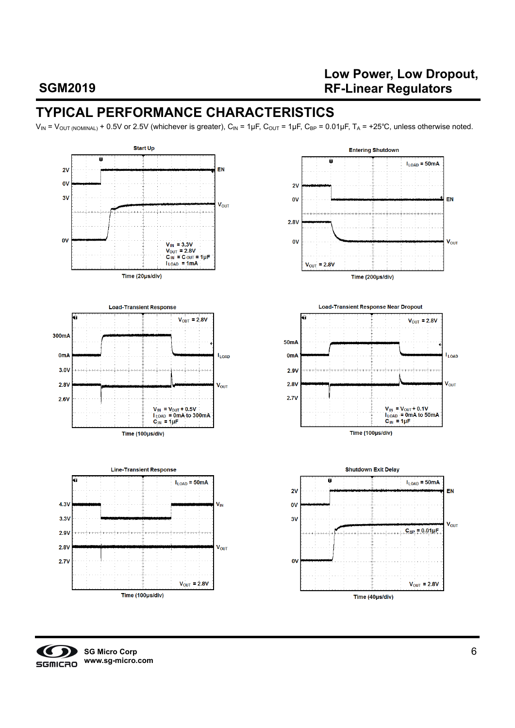## TYPICAL PERFORMANCE CHARACTERISTICS

$V_{IN} = V_{OUT\ (NOMINAL)} + 0.5V$ or 2.5V (whichever is greater), $C_{IN}$ = 1μF, $C_{OUT}$ = 1μF, $C_{BP}$ = 0.01μF, $T_A$ = +25°C, unless otherwise noted.

**Start Up**

$V_{IN}$ = 3.3V, $V_{OUT}$ = 2.8V, $C_{IN} = C_{OUT}$ = 1μF, $I_{LOAD}$ = 1mA

Time (20μs/div)

**Entering Shutdown**

$I_{LOAD}$ = 50mA, $V_{OUT}$ = 2.8V

Time (200μs/div)

**Load-Transient Response**

$V_{OUT}$ = 2.8V, $V_{IN} = V_{OUT} + 0.5V$, $I_{LOAD}$ = 0mA to 300mA, $C_{IN}$ = 1μF

Time (100μs/div)

**Load-Transient Response Near Dropout**

$V_{OUT}$ = 2.8V, $V_{IN} = V_{OUT} + 0.1V$, $I_{LOAD}$ = 0mA to 50mA, $C_{IN}$ = 1μF

Time (100μs/div)

**Line-Transient Response**

$I_{LOAD}$ = 50mA, $V_{OUT}$ = 2.8V

Time (100μs/div)

**Shutdown Exit Delay**

$I_{LOAD}$ = 50mA, $C_{BP}$ = 0.01μF, $V_{OUT}$ = 2.8V

Time (40μs/div)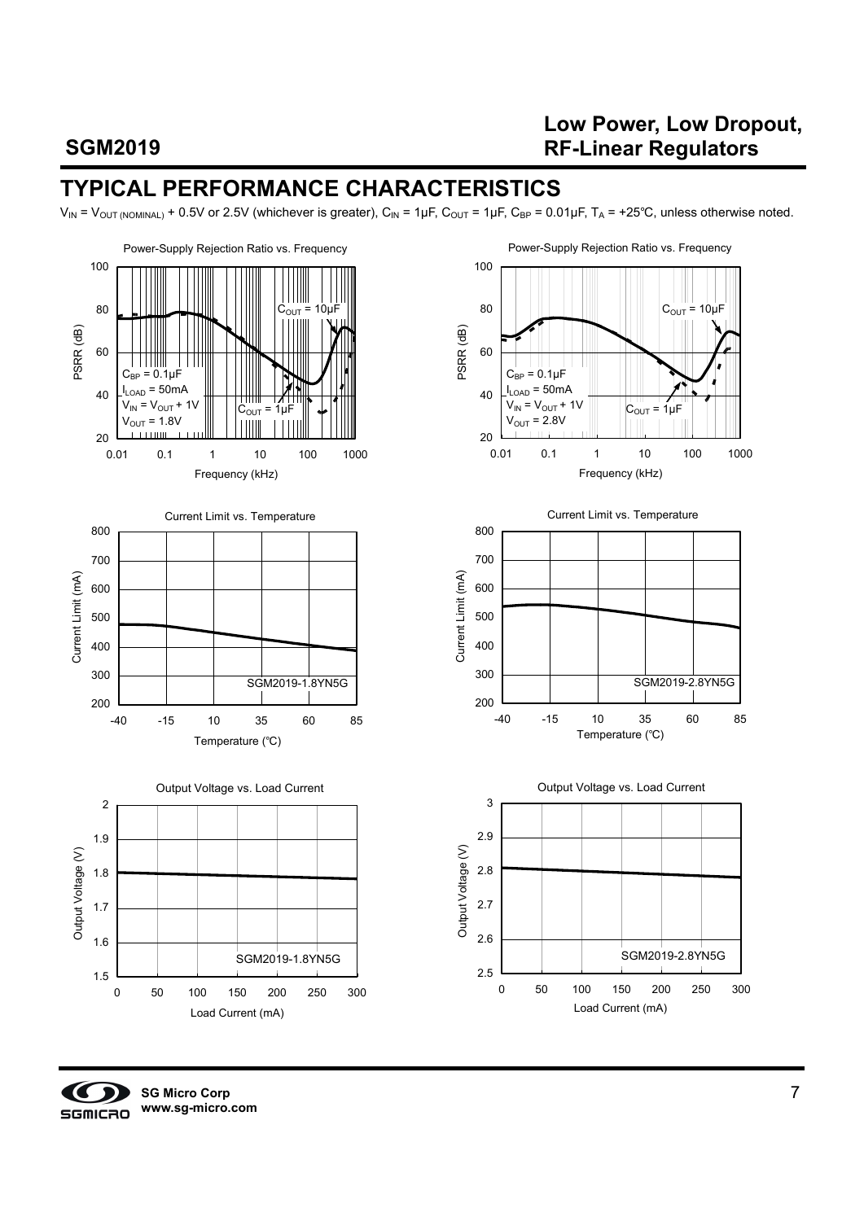## TYPICAL PERFORMANCE CHARACTERISTICS

$V_{IN} = V_{OUT\ (NOMINAL)} + 0.5V$ or 2.5V (whichever is greater), $C_{IN} = 1\mu F$, $C_{OUT} = 1\mu F$, $C_{BP} = 0.01\mu F$, $T_A = +25℃$, unless otherwise noted.

Power-Supply Rejection Ratio vs. Frequency

PSRR (dB)

Frequency (kHz)

$C_{OUT} = 10\mu F$

$C_{OUT} = 1\mu F$

$C_{BP} = 0.1\mu F$
$I_{LOAD} = 50mA$
$V_{IN} = V_{OUT} + 1V$
$V_{OUT} = 1.8V$

Power-Supply Rejection Ratio vs. Frequency

PSRR (dB)

Frequency (kHz)

$C_{OUT} = 10\mu F$

$C_{OUT} = 1\mu F$

$C_{BP} = 0.1\mu F$
$I_{LOAD} = 50mA$
$V_{IN} = V_{OUT} + 1V$
$V_{OUT} = 2.8V$

Current Limit vs. Temperature

Current Limit (mA)

Temperature (℃)

SGM2019-1.8YN5G

Current Limit vs. Temperature

Current Limit (mA)

Temperature (℃)

SGM2019-2.8YN5G

Output Voltage vs. Load Current

Output Voltage (V)

Load Current (mA)

SGM2019-1.8YN5G

Output Voltage vs. Load Current

Output Voltage (V)

Load Current (mA)

SGM2019-2.8YN5G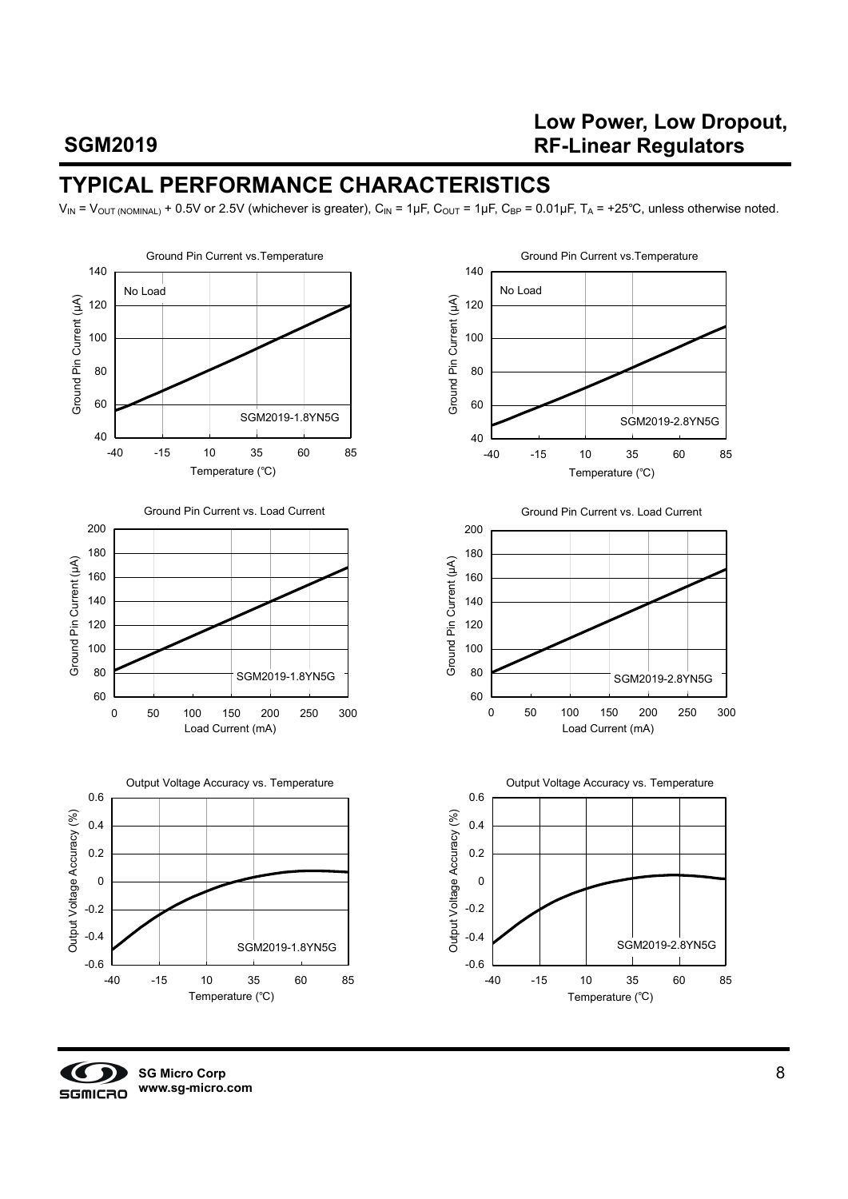## TYPICAL PERFORMANCE CHARACTERISTICS

$V_{IN} = V_{OUT\ (NOMINAL)} + 0.5V$ or 2.5V (whichever is greater), $C_{IN} = 1\mu F$, $C_{OUT} = 1\mu F$, $C_{BP} = 0.01\mu F$, $T_A = +25°C$, unless otherwise noted.

Ground Pin Current vs. Temperature (SGM2019-1.8YN5G, No Load)

Ground Pin Current vs. Temperature (SGM2019-2.8YN5G, No Load)

Ground Pin Current vs. Load Current (SGM2019-1.8YN5G)

Ground Pin Current vs. Load Current (SGM2019-2.8YN5G)

Output Voltage Accuracy vs. Temperature (SGM2019-1.8YN5G)

Output Voltage Accuracy vs. Temperature (SGM2019-2.8YN5G)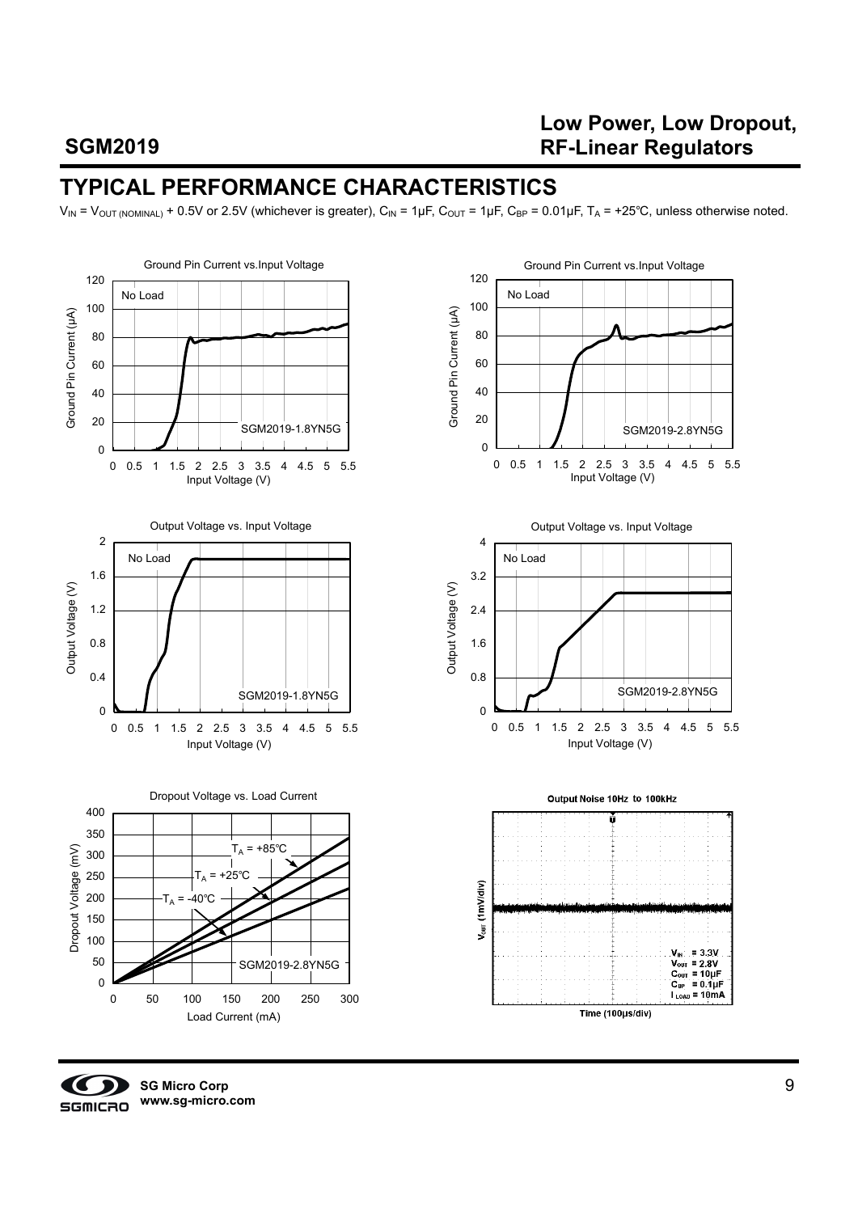## TYPICAL PERFORMANCE CHARACTERISTICS

$V_{IN}$ = $V_{OUT\ (NOMINAL)}$ + 0.5V or 2.5V (whichever is greater), $C_{IN}$ = 1μF, $C_{OUT}$ = 1μF, $C_{BP}$ = 0.01μF, $T_A$ = +25℃, unless otherwise noted.

Ground Pin Current vs.Input Voltage

Ground Pin Current vs.Input Voltage

Output Voltage vs. Input Voltage

Output Voltage vs. Input Voltage

Dropout Voltage vs. Load Current

Output Noise 10Hz to 100kHz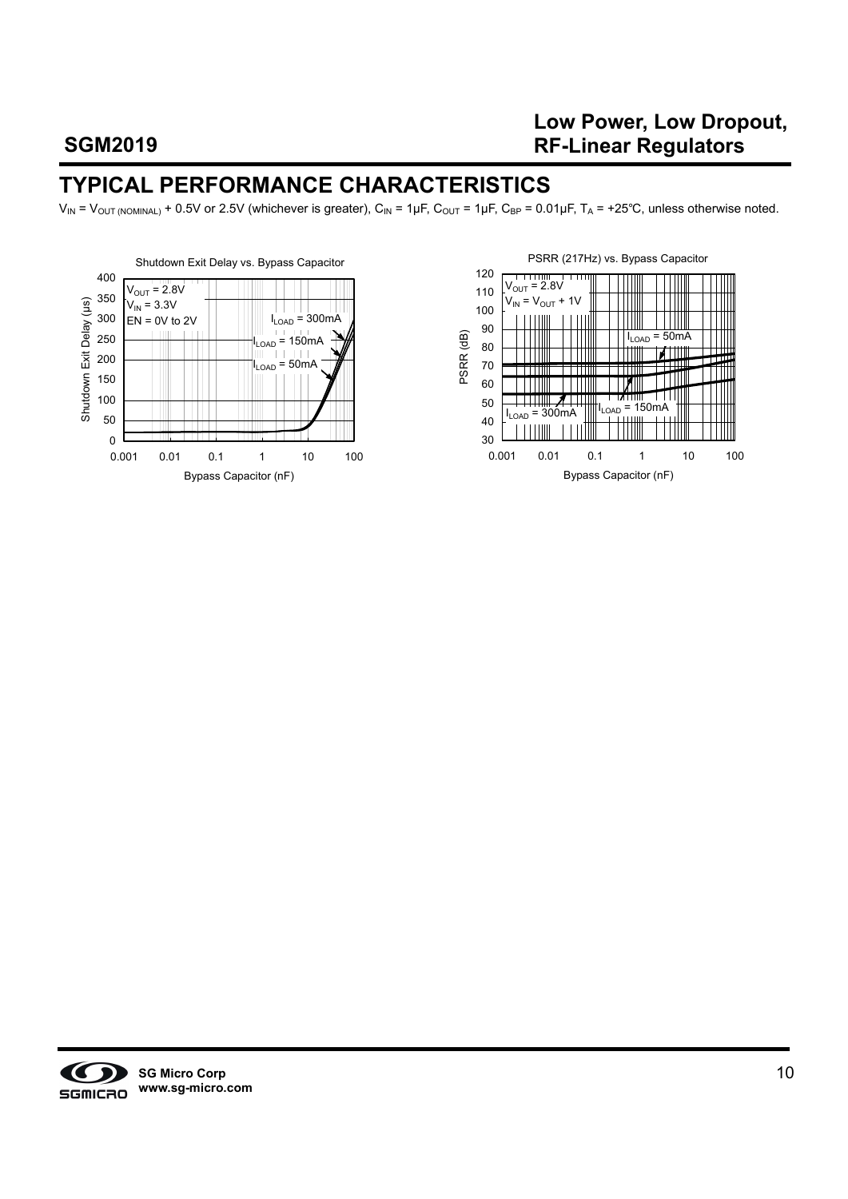## TYPICAL PERFORMANCE CHARACTERISTICS

$V_{IN} = V_{OUT\ (NOMINAL)} + 0.5V$ or 2.5V (whichever is greater), $C_{IN} = 1\mu F$, $C_{OUT} = 1\mu F$, $C_{BP} = 0.01\mu F$, $T_A = +25°C$, unless otherwise noted.

Shutdown Exit Delay vs. Bypass Capacitor

$V_{OUT} = 2.8V$
$V_{IN} = 3.3V$
EN = 0V to 2V

$I_{LOAD} = 300mA$
$I_{LOAD} = 150mA$
$I_{LOAD} = 50mA$

Shutdown Exit Delay (µs)

Bypass Capacitor (nF)

PSRR (217Hz) vs. Bypass Capacitor

$V_{OUT} = 2.8V$
$V_{IN} = V_{OUT} + 1V$

$I_{LOAD} = 50mA$
$I_{LOAD} = 300mA$
$I_{LOAD} = 150mA$

PSRR (dB)

Bypass Capacitor (nF)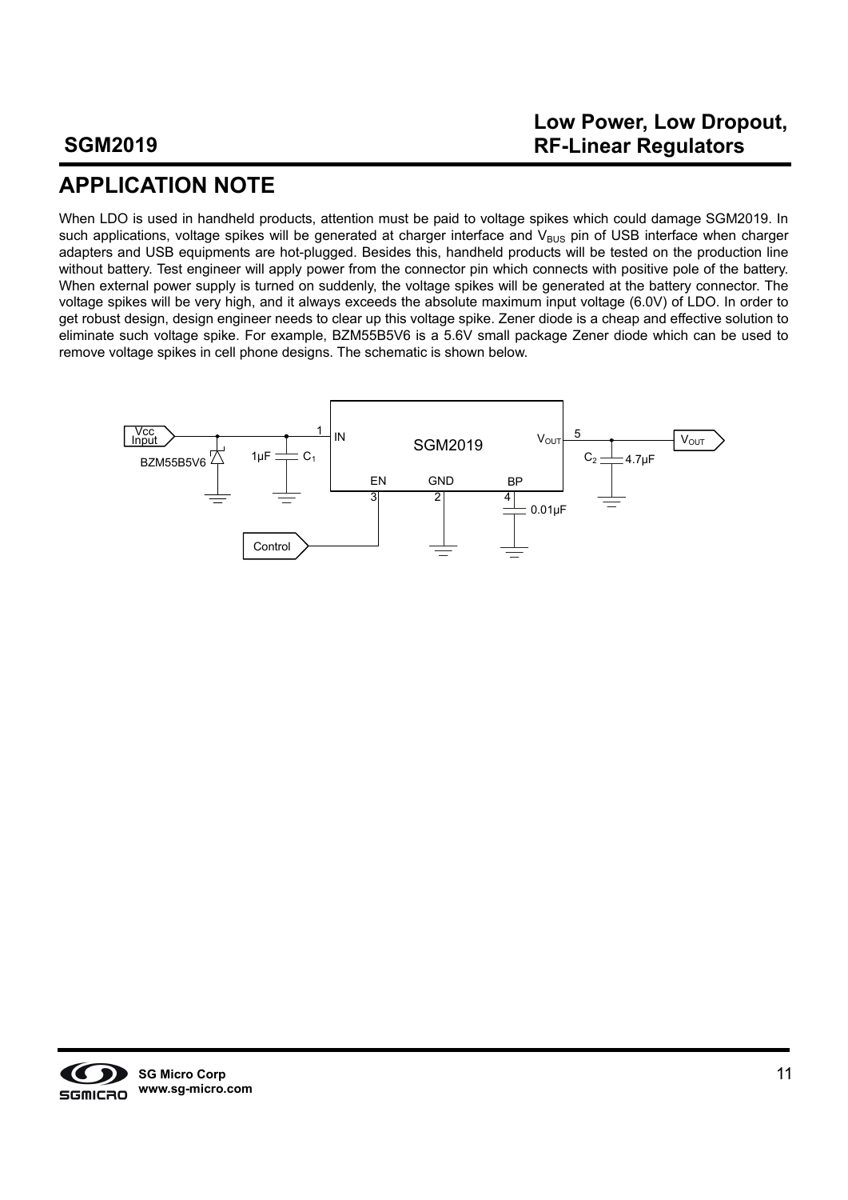## APPLICATION NOTE

When LDO is used in handheld products, attention must be paid to voltage spikes which could damage SGM2019. In such applications, voltage spikes will be generated at charger interface and $V_{BUS}$ pin of USB interface when charger adapters and USB equipments are hot-plugged. Besides this, handheld products will be tested on the production line without battery. Test engineer will apply power from the connector pin which connects with positive pole of the battery. When external power supply is turned on suddenly, the voltage spikes will be generated at the battery connector. The voltage spikes will be very high, and it always exceeds the absolute maximum input voltage (6.0V) of LDO. In order to get robust design, design engineer needs to clear up this voltage spike. Zener diode is a cheap and effective solution to eliminate such voltage spike. For example, BZM55B5V6 is a 5.6V small package Zener diode which can be used to remove voltage spikes in cell phone designs. The schematic is shown below.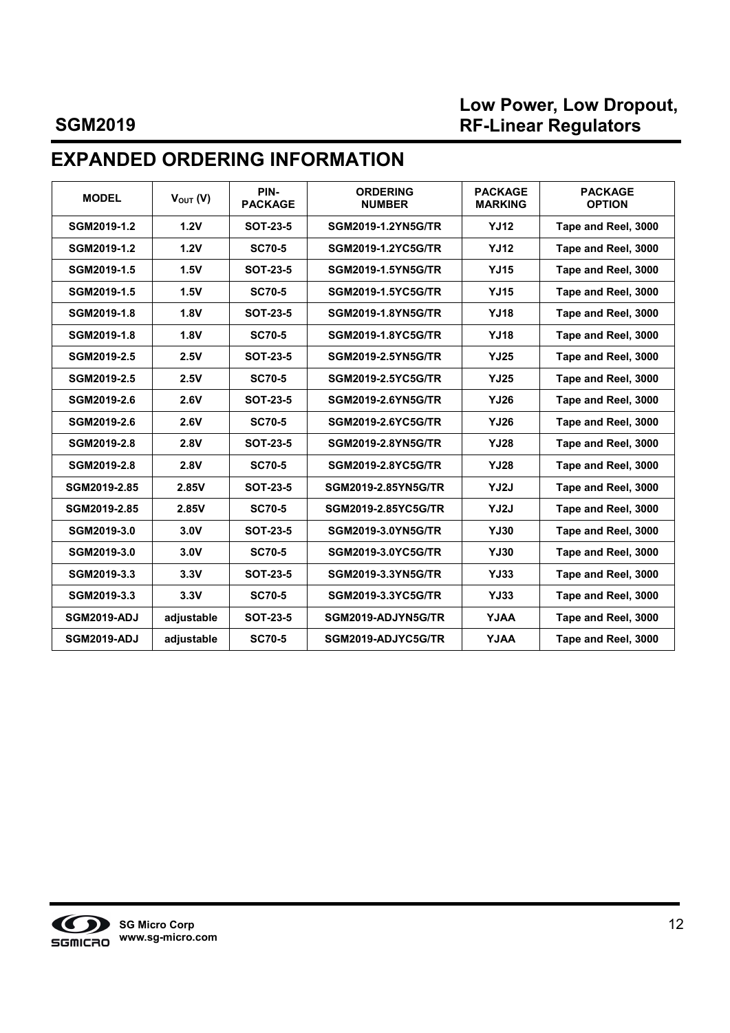# EXPANDED ORDERING INFORMATION

| MODEL | $V_{OUT}$ (V) | PIN-PACKAGE | ORDERING NUMBER | PACKAGE MARKING | PACKAGE OPTION |
|---|---|---|---|---|---|
| SGM2019-1.2 | 1.2V | SOT-23-5 | SGM2019-1.2YN5G/TR | YJ12 | Tape and Reel, 3000 |
| SGM2019-1.2 | 1.2V | SC70-5 | SGM2019-1.2YC5G/TR | YJ12 | Tape and Reel, 3000 |
| SGM2019-1.5 | 1.5V | SOT-23-5 | SGM2019-1.5YN5G/TR | YJ15 | Tape and Reel, 3000 |
| SGM2019-1.5 | 1.5V | SC70-5 | SGM2019-1.5YC5G/TR | YJ15 | Tape and Reel, 3000 |
| SGM2019-1.8 | 1.8V | SOT-23-5 | SGM2019-1.8YN5G/TR | YJ18 | Tape and Reel, 3000 |
| SGM2019-1.8 | 1.8V | SC70-5 | SGM2019-1.8YC5G/TR | YJ18 | Tape and Reel, 3000 |
| SGM2019-2.5 | 2.5V | SOT-23-5 | SGM2019-2.5YN5G/TR | YJ25 | Tape and Reel, 3000 |
| SGM2019-2.5 | 2.5V | SC70-5 | SGM2019-2.5YC5G/TR | YJ25 | Tape and Reel, 3000 |
| SGM2019-2.6 | 2.6V | SOT-23-5 | SGM2019-2.6YN5G/TR | YJ26 | Tape and Reel, 3000 |
| SGM2019-2.6 | 2.6V | SC70-5 | SGM2019-2.6YC5G/TR | YJ26 | Tape and Reel, 3000 |
| SGM2019-2.8 | 2.8V | SOT-23-5 | SGM2019-2.8YN5G/TR | YJ28 | Tape and Reel, 3000 |
| SGM2019-2.8 | 2.8V | SC70-5 | SGM2019-2.8YC5G/TR | YJ28 | Tape and Reel, 3000 |
| SGM2019-2.85 | 2.85V | SOT-23-5 | SGM2019-2.85YN5G/TR | YJ2J | Tape and Reel, 3000 |
| SGM2019-2.85 | 2.85V | SC70-5 | SGM2019-2.85YC5G/TR | YJ2J | Tape and Reel, 3000 |
| SGM2019-3.0 | 3.0V | SOT-23-5 | SGM2019-3.0YN5G/TR | YJ30 | Tape and Reel, 3000 |
| SGM2019-3.0 | 3.0V | SC70-5 | SGM2019-3.0YC5G/TR | YJ30 | Tape and Reel, 3000 |
| SGM2019-3.3 | 3.3V | SOT-23-5 | SGM2019-3.3YN5G/TR | YJ33 | Tape and Reel, 3000 |
| SGM2019-3.3 | 3.3V | SC70-5 | SGM2019-3.3YC5G/TR | YJ33 | Tape and Reel, 3000 |
| SGM2019-ADJ | adjustable | SOT-23-5 | SGM2019-ADJYN5G/TR | YJAA | Tape and Reel, 3000 |
| SGM2019-ADJ | adjustable | SC70-5 | SGM2019-ADJYC5G/TR | YJAA | Tape and Reel, 3000 |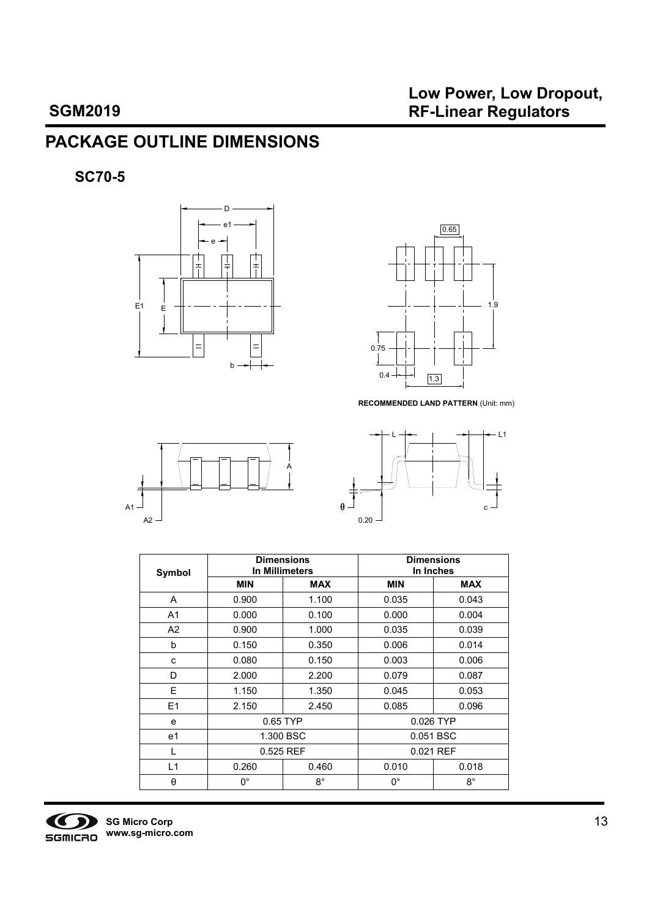# PACKAGE OUTLINE DIMENSIONS

## SC70-5

**RECOMMENDED LAND PATTERN** (Unit: mm)

| Symbol | Dimensions In Millimeters | | Dimensions In Inches | |
|---|---|---|---|---|
| | MIN | MAX | MIN | MAX |
| A | 0.900 | 1.100 | 0.035 | 0.043 |
| A1 | 0.000 | 0.100 | 0.000 | 0.004 |
| A2 | 0.900 | 1.000 | 0.035 | 0.039 |
| b | 0.150 | 0.350 | 0.006 | 0.014 |
| c | 0.080 | 0.150 | 0.003 | 0.006 |
| D | 2.000 | 2.200 | 0.079 | 0.087 |
| E | 1.150 | 1.350 | 0.045 | 0.053 |
| E1 | 2.150 | 2.450 | 0.085 | 0.096 |
| e | 0.65 TYP | | 0.026 TYP | |
| e1 | 1.300 BSC | | 0.051 BSC | |
| L | 0.525 REF | | 0.021 REF | |
| L1 | 0.260 | 0.460 | 0.010 | 0.018 |
| θ | 0° | 8° | 0° | 8° |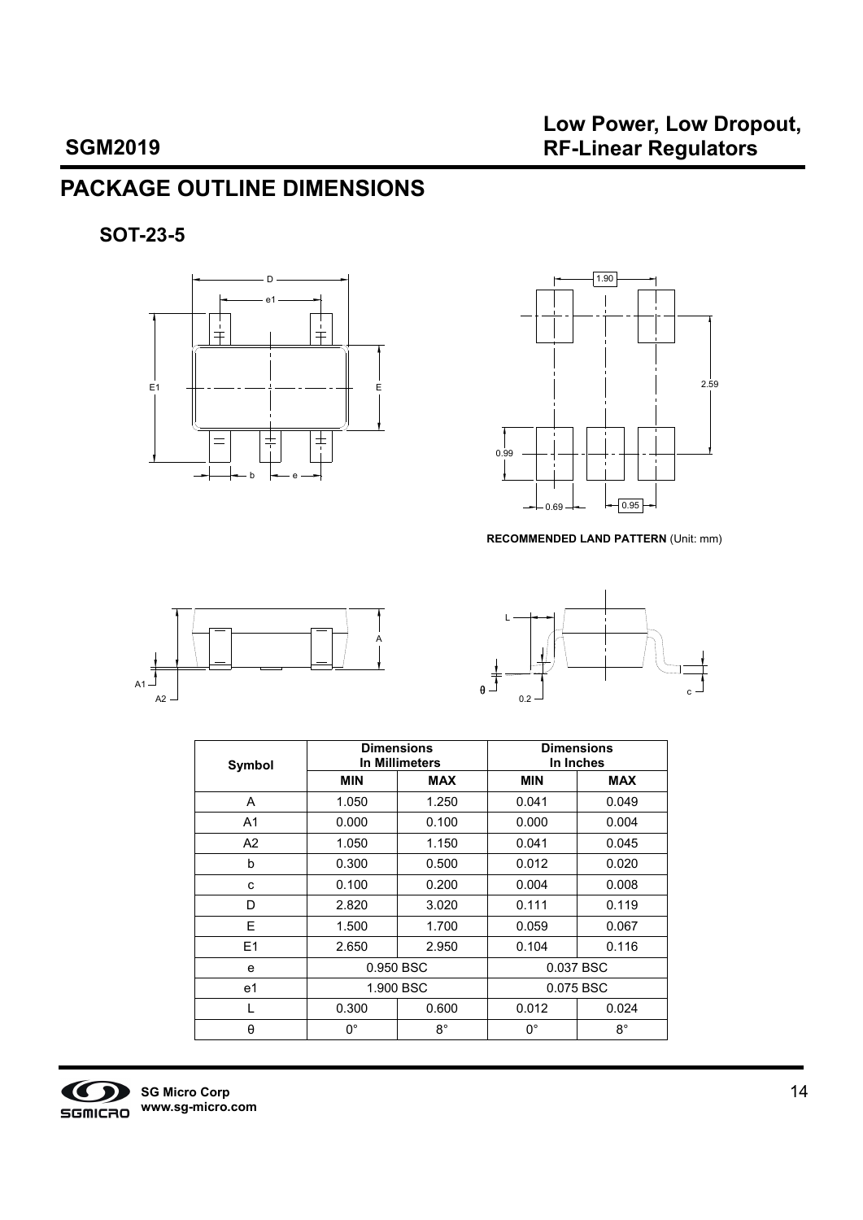## PACKAGE OUTLINE DIMENSIONS

### SOT-23-5

**RECOMMENDED LAND PATTERN** (Unit: mm)

| Symbol | Dimensions In Millimeters | | Dimensions In Inches | |
|---|---|---|---|---|
| | MIN | MAX | MIN | MAX |
| A | 1.050 | 1.250 | 0.041 | 0.049 |
| A1 | 0.000 | 0.100 | 0.000 | 0.004 |
| A2 | 1.050 | 1.150 | 0.041 | 0.045 |
| b | 0.300 | 0.500 | 0.012 | 0.020 |
| c | 0.100 | 0.200 | 0.004 | 0.008 |
| D | 2.820 | 3.020 | 0.111 | 0.119 |
| E | 1.500 | 1.700 | 0.059 | 0.067 |
| E1 | 2.650 | 2.950 | 0.104 | 0.116 |
| e | 0.950 BSC | | 0.037 BSC | |
| e1 | 1.900 BSC | | 0.075 BSC | |
| L | 0.300 | 0.600 | 0.012 | 0.024 |
| θ | 0° | 8° | 0° | 8° |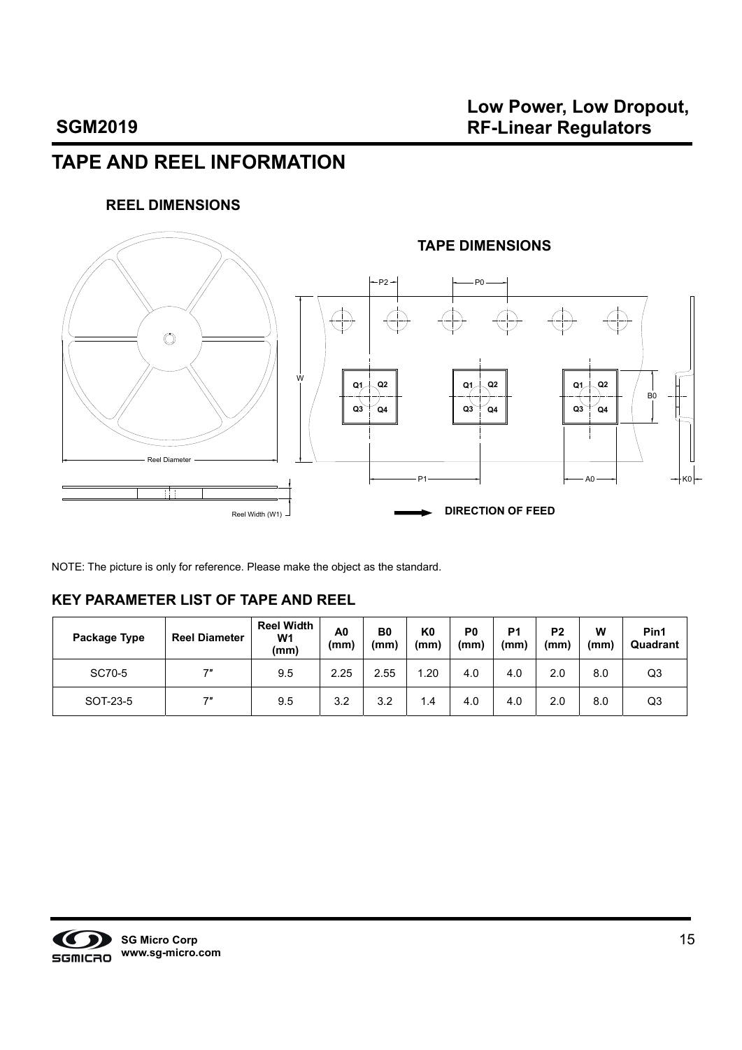# TAPE AND REEL INFORMATION

## REEL DIMENSIONS

## TAPE DIMENSIONS

Reel Diameter

Reel Width (W1)

DIRECTION OF FEED

NOTE: The picture is only for reference. Please make the object as the standard.

## KEY PARAMETER LIST OF TAPE AND REEL

| Package Type | Reel Diameter | Reel Width W1 (mm) | A0 (mm) | B0 (mm) | K0 (mm) | P0 (mm) | P1 (mm) | P2 (mm) | W (mm) | Pin1 Quadrant |
|---|---|---|---|---|---|---|---|---|---|---|
| SC70-5 | 7″ | 9.5 | 2.25 | 2.55 | 1.20 | 4.0 | 4.0 | 2.0 | 8.0 | Q3 |
| SOT-23-5 | 7″ | 9.5 | 3.2 | 3.2 | 1.4 | 4.0 | 4.0 | 2.0 | 8.0 | Q3 |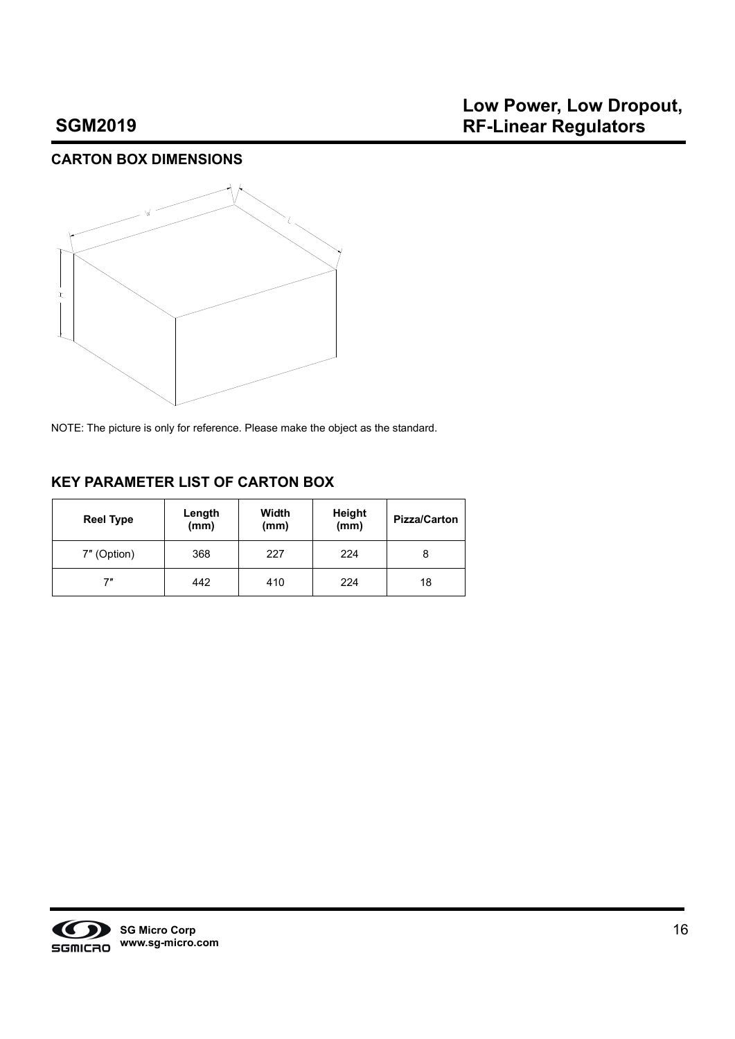## CARTON BOX DIMENSIONS

NOTE: The picture is only for reference. Please make the object as the standard.

## KEY PARAMETER LIST OF CARTON BOX

| Reel Type | Length (mm) | Width (mm) | Height (mm) | Pizza/Carton |
|---|---|---|---|---|
| 7″ (Option) | 368 | 227 | 224 | 8 |
| 7″ | 442 | 410 | 224 | 18 |